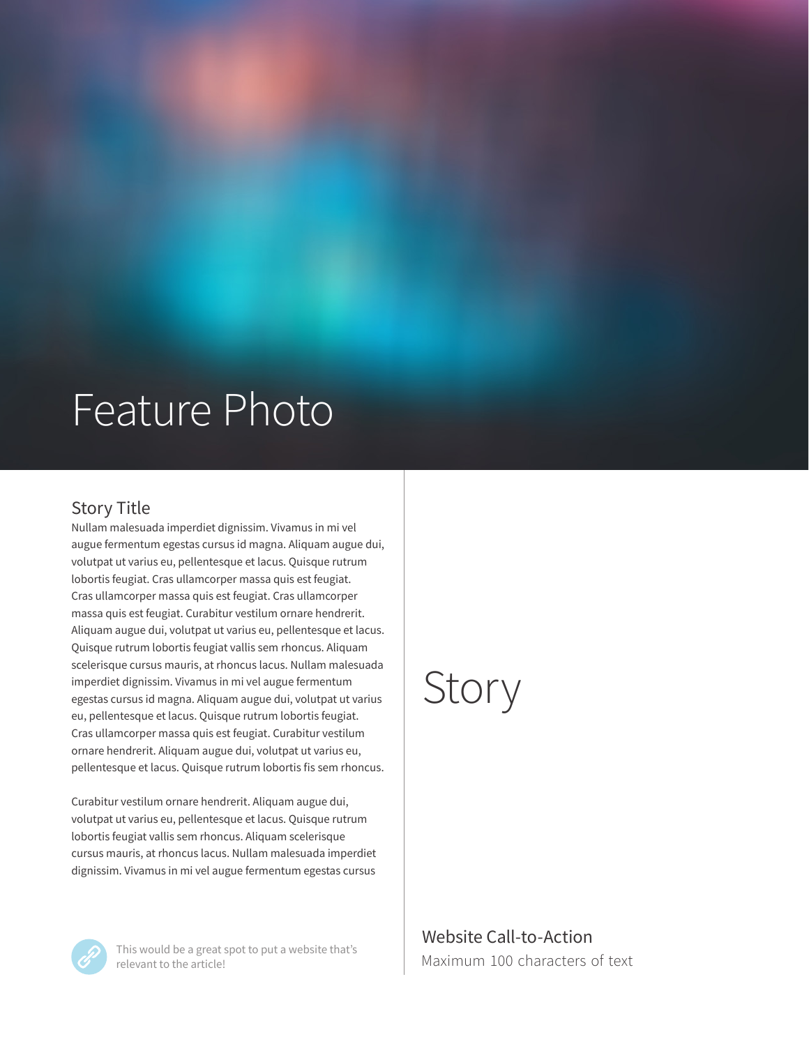# Feature Photo

## Story Title

Nullam malesuada imperdiet dignissim. Vivamus in mi vel augue fermentum egestas cursus id magna. Aliquam augue dui, volutpat ut varius eu, pellentesque et lacus. Quisque rutrum lobortis feugiat. Cras ullamcorper massa quis est feugiat. Cras ullamcorper massa quis est feugiat. Cras ullamcorper massa quis est feugiat. Curabitur vestilum ornare hendrerit. Aliquam augue dui, volutpat ut varius eu, pellentesque et lacus. Quisque rutrum lobortis feugiat vallis sem rhoncus. Aliquam scelerisque cursus mauris, at rhoncus lacus. Nullam malesuada imperdiet dignissim. Vivamus in mi vel augue fermentum egestas cursus id magna. Aliquam augue dui, volutpat ut varius eu, pellentesque et lacus. Quisque rutrum lobortis feugiat. Cras ullamcorper massa quis est feugiat. Curabitur vestilum ornare hendrerit. Aliquam augue dui, volutpat ut varius eu, pellentesque et lacus. Quisque rutrum lobortis fis sem rhoncus.

Curabitur vestilum ornare hendrerit. Aliquam augue dui, volutpat ut varius eu, pellentesque et lacus. Quisque rutrum lobortis feugiat vallis sem rhoncus. Aliquam scelerisque cursus mauris, at rhoncus lacus. Nullam malesuada imperdiet dignissim. Vivamus in mi vel augue fermentum egestas cursus

This would be a great spot to put a website that's relevant to the article!

# Story

## Website Call-to-Action

Maximum 100 characters of text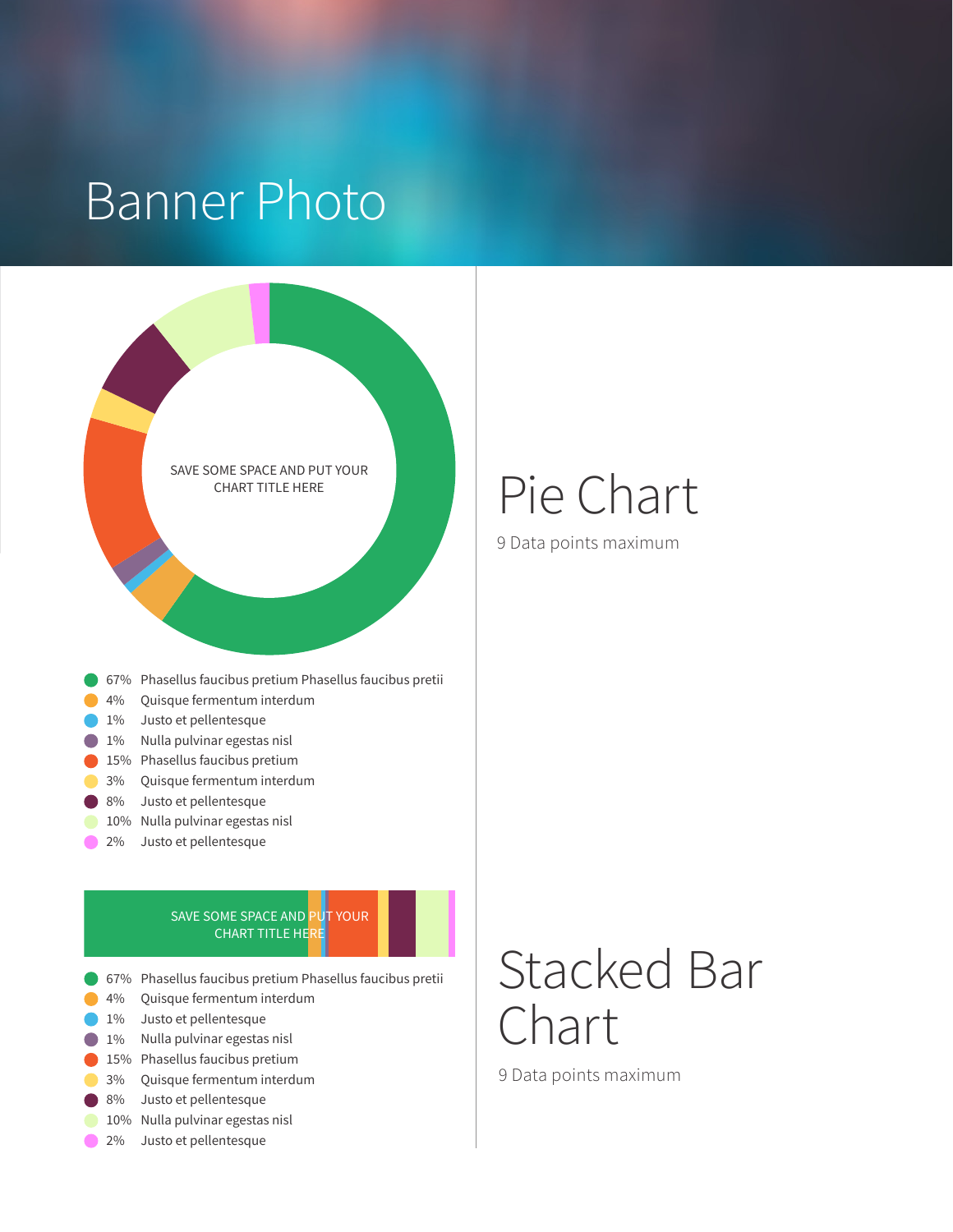# Banner Photo

SAVE SOME SPACE AND PUT YOUR CHART TITLE HERE

- 67% Phasellus faucibus pretium Phasellus faucibus pretii
- 4% Quisque fermentum interdum
- 1% Justo et pellentesque
- 1% Nulla pulvinar egestas nisl
- 15% Phasellus faucibus pretium
- 3% Quisque fermentum interdum
- 8% Justo et pellentesque
- 10% Nulla pulvinar egestas nisl
- 2% Justo et pellentesque

## Pie Chart

9 Data points maximum

SAVE SOME SPACE AND PUT YOUR CHART TITLE HERE

- 67% Phasellus faucibus pretium Phasellus faucibus pretii
- 4% Quisque fermentum interdum
- 1% Justo et pellentesque
- 1% Nulla pulvinar egestas nisl
- 15% Phasellus faucibus pretium
- 3% Quisque fermentum interdum
- 8% Justo et pellentesque
- 10% Nulla pulvinar egestas nisl
- 2% Justo et pellentesque

## Stacked Bar Chart

9 Data points maximum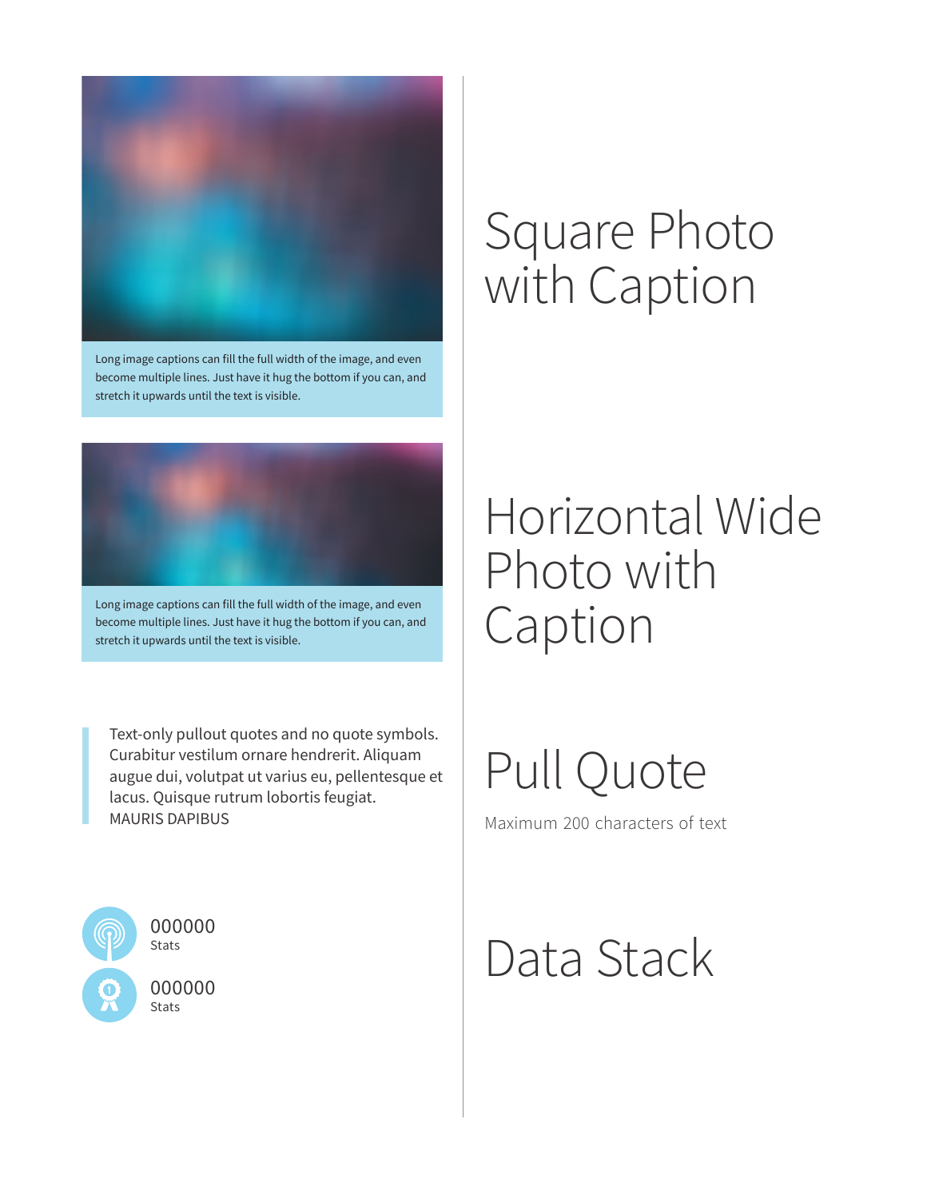Long image captions can fill the full width of the image, and even become multiple lines. Just have it hug the bottom if you can, and stretch it upwards until the text is visible.

# Square Photo with Caption

Long image captions can fill the full width of the image, and even become multiple lines. Just have it hug the bottom if you can, and stretch it upwards until the text is visible.

# Horizontal Wide Photo with Caption

> Text-only pullout quotes and no quote symbols. Curabitur vestilum ornare hendrerit. Aliquam augue dui, volutpat ut varius eu, pellentesque et lacus. Quisque rutrum lobortis feugiat.
> MAURIS DAPIBUS

# Pull Quote

Maximum 200 characters of text

000000
Stats

000000
Stats

# Data Stack